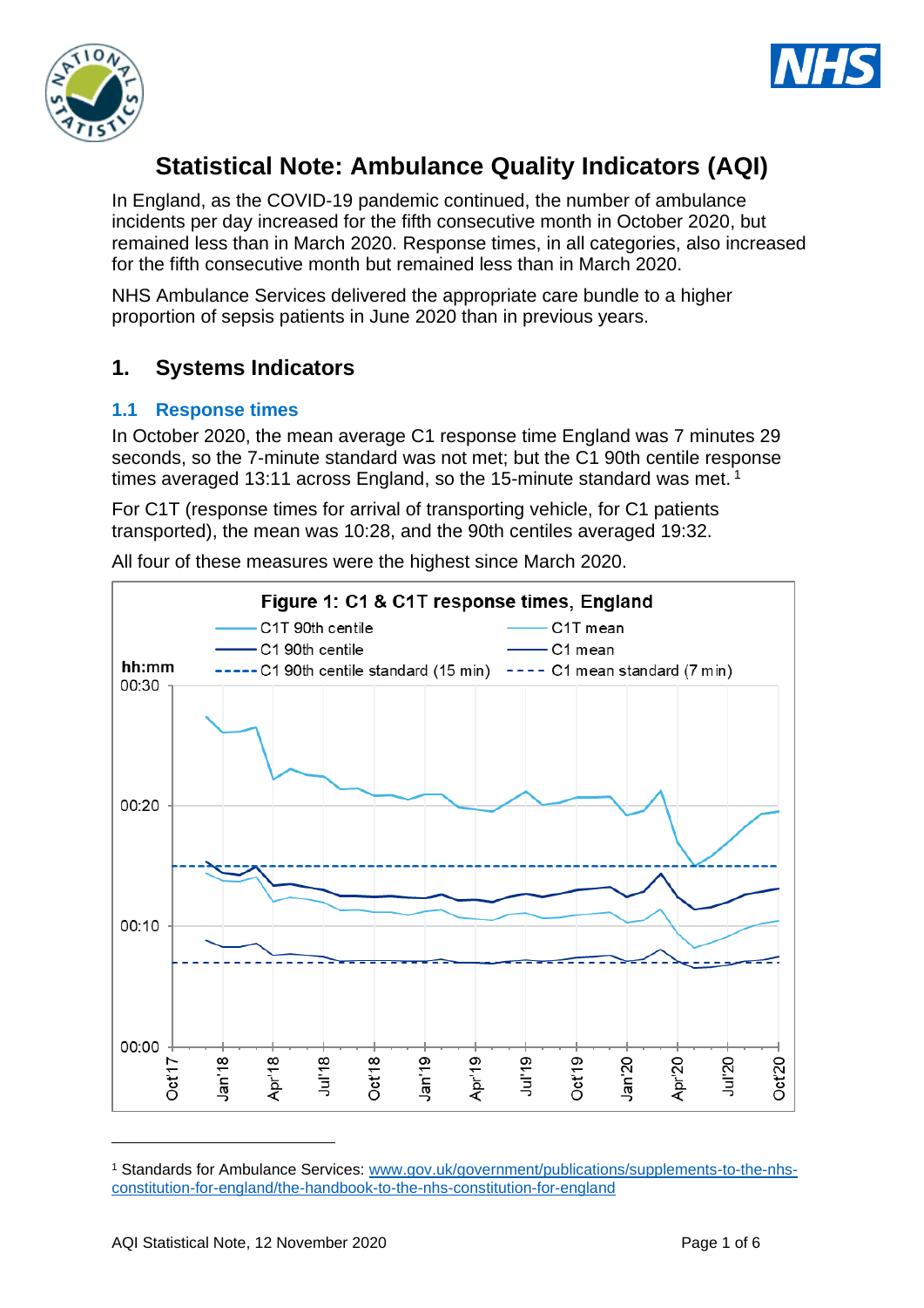# Statistical Note: Ambulance Quality Indicators (AQI)

In England, as the COVID-19 pandemic continued, the number of ambulance incidents per day increased for the fifth consecutive month in October 2020, but remained less than in March 2020. Response times, in all categories, also increased for the fifth consecutive month but remained less than in March 2020.

NHS Ambulance Services delivered the appropriate care bundle to a higher proportion of sepsis patients in June 2020 than in previous years.

## 1. Systems Indicators

### 1.1 Response times

In October 2020, the mean average C1 response time England was 7 minutes 29 seconds, so the 7-minute standard was not met; but the C1 90th centile response times averaged 13:11 across England, so the 15-minute standard was met.[1]

For C1T (response times for arrival of transporting vehicle, for C1 patients transported), the mean was 10:28, and the 90th centiles averaged 19:32.

All four of these measures were the highest since March 2020.

**Figure 1: C1 & C1T response times, England**

[1] Standards for Ambulance Services: www.gov.uk/government/publications/supplements-to-the-nhs-constitution-for-england/the-handbook-to-the-nhs-constitution-for-england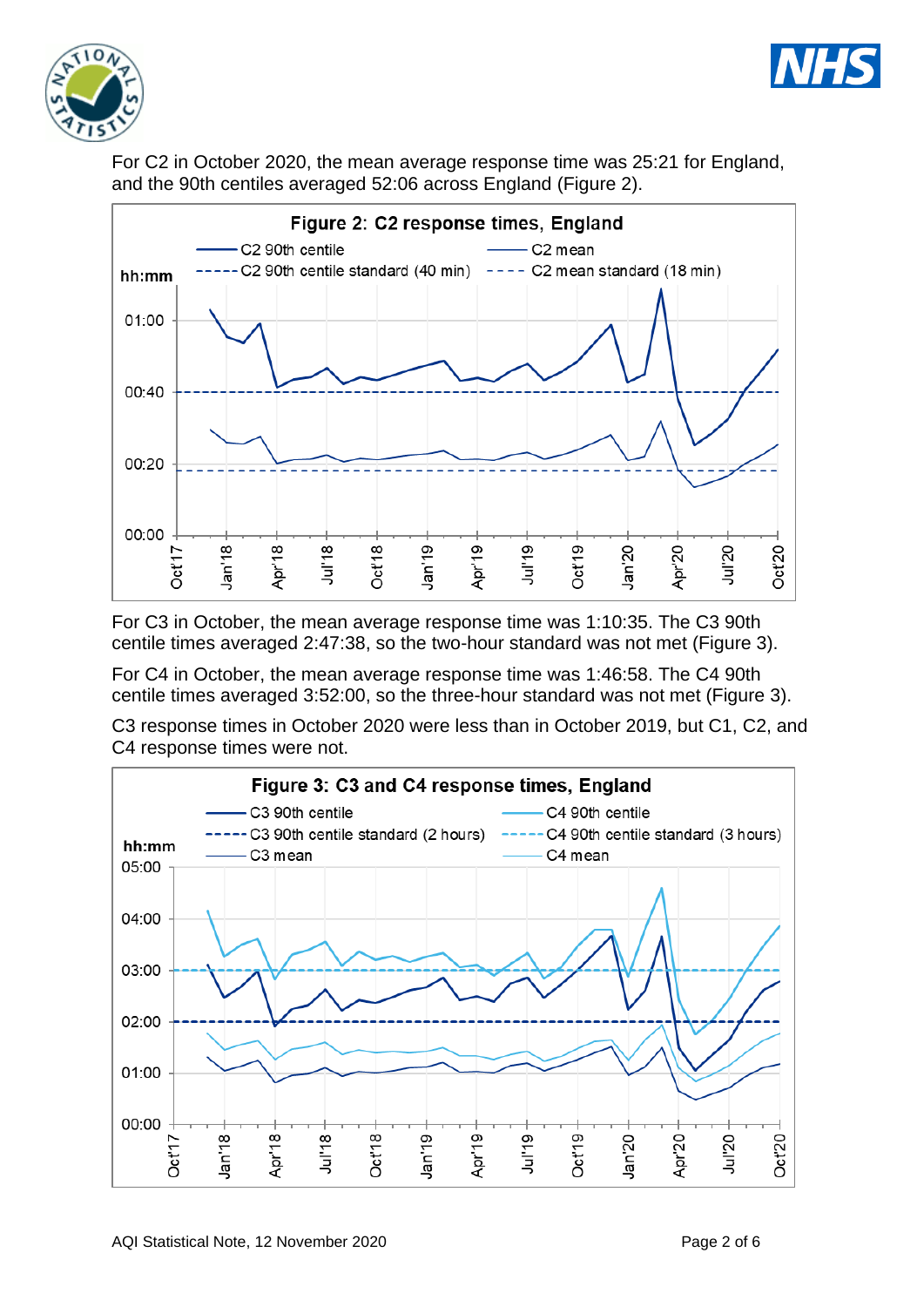For C2 in October 2020, the mean average response time was 25:21 for England, and the 90th centiles averaged 52:06 across England (Figure 2).

**Figure 2: C2 response times, England**

For C3 in October, the mean average response time was 1:10:35. The C3 90th centile times averaged 2:47:38, so the two-hour standard was not met (Figure 3).

For C4 in October, the mean average response time was 1:46:58. The C4 90th centile times averaged 3:52:00, so the three-hour standard was not met (Figure 3).

C3 response times in October 2020 were less than in October 2019, but C1, C2, and C4 response times were not.

**Figure 3: C3 and C4 response times, England**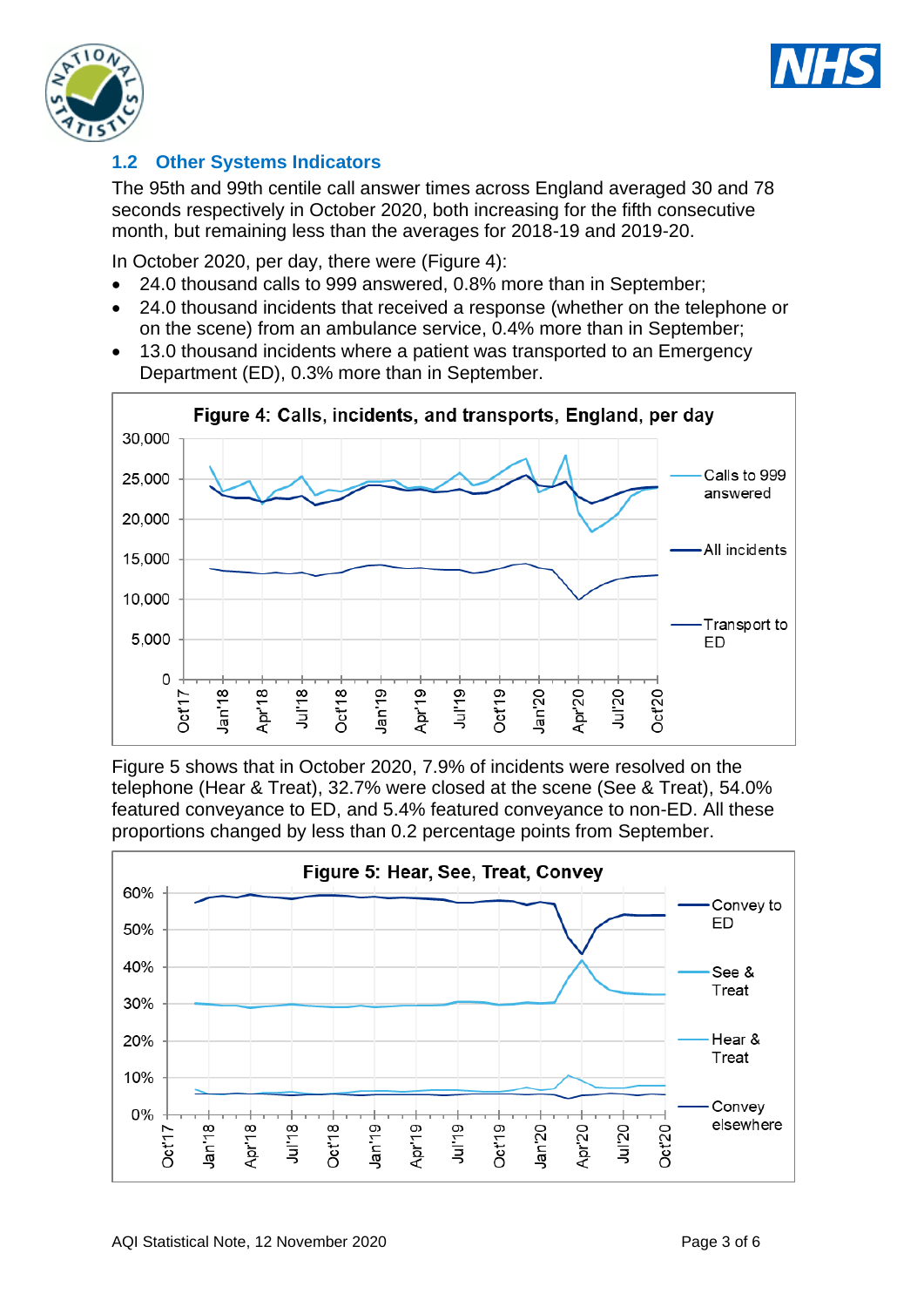## 1.2 Other Systems Indicators

The 95th and 99th centile call answer times across England averaged 30 and 78 seconds respectively in October 2020, both increasing for the fifth consecutive month, but remaining less than the averages for 2018-19 and 2019-20.

In October 2020, per day, there were (Figure 4):

- 24.0 thousand calls to 999 answered, 0.8% more than in September;
- 24.0 thousand incidents that received a response (whether on the telephone or on the scene) from an ambulance service, 0.4% more than in September;
- 13.0 thousand incidents where a patient was transported to an Emergency Department (ED), 0.3% more than in September.

**Figure 4: Calls, incidents, and transports, England, per day**

Figure 5 shows that in October 2020, 7.9% of incidents were resolved on the telephone (Hear & Treat), 32.7% were closed at the scene (See & Treat), 54.0% featured conveyance to ED, and 5.4% featured conveyance to non-ED. All these proportions changed by less than 0.2 percentage points from September.

**Figure 5: Hear, See, Treat, Convey**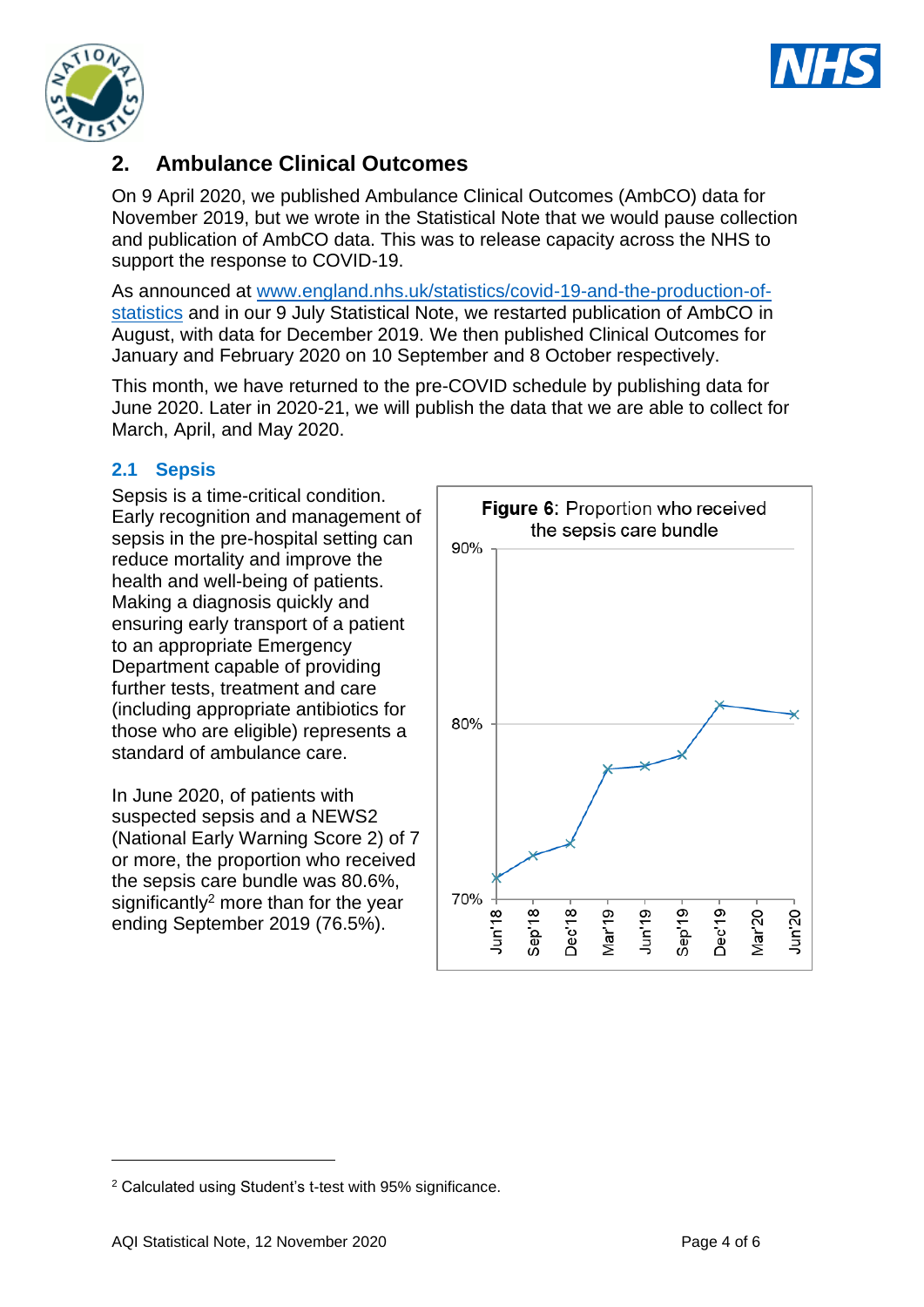## 2. Ambulance Clinical Outcomes

On 9 April 2020, we published Ambulance Clinical Outcomes (AmbCO) data for November 2019, but we wrote in the Statistical Note that we would pause collection and publication of AmbCO data. This was to release capacity across the NHS to support the response to COVID-19.

As announced at www.england.nhs.uk/statistics/covid-19-and-the-production-of-statistics and in our 9 July Statistical Note, we restarted publication of AmbCO in August, with data for December 2019. We then published Clinical Outcomes for January and February 2020 on 10 September and 8 October respectively.

This month, we have returned to the pre-COVID schedule by publishing data for June 2020. Later in 2020-21, we will publish the data that we are able to collect for March, April, and May 2020.

### 2.1 Sepsis

Sepsis is a time-critical condition. Early recognition and management of sepsis in the pre-hospital setting can reduce mortality and improve the health and well-being of patients. Making a diagnosis quickly and ensuring early transport of a patient to an appropriate Emergency Department capable of providing further tests, treatment and care (including appropriate antibiotics for those who are eligible) represents a standard of ambulance care.

In June 2020, of patients with suspected sepsis and a NEWS2 (National Early Warning Score 2) of 7 or more, the proportion who received the sepsis care bundle was 80.6%, significantly[2] more than for the year ending September 2019 (76.5%).

**Figure 6**: Proportion who received the sepsis care bundle

[2] Calculated using Student's t-test with 95% significance.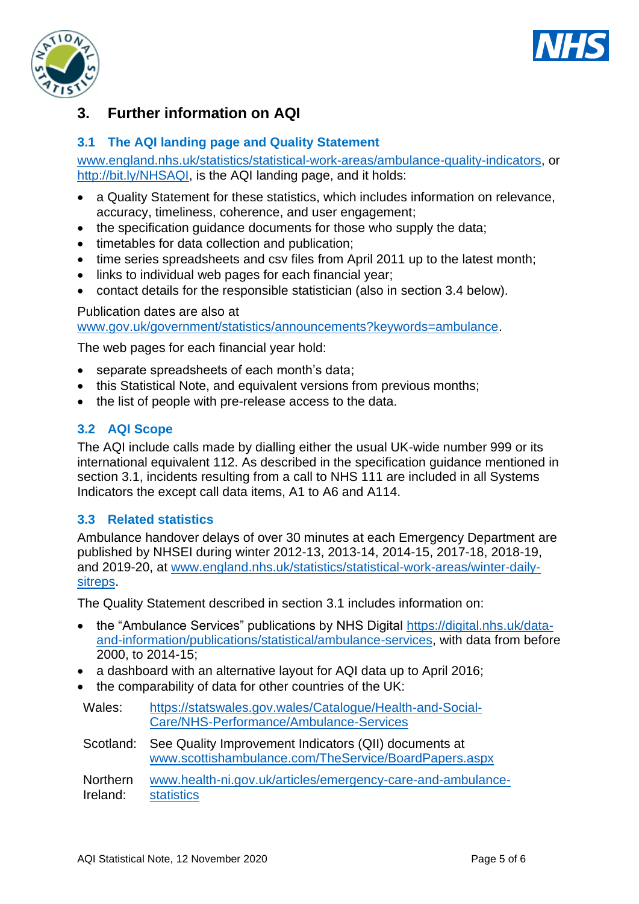## 3. Further information on AQI

### 3.1 The AQI landing page and Quality Statement

www.england.nhs.uk/statistics/statistical-work-areas/ambulance-quality-indicators, or http://bit.ly/NHSAQI, is the AQI landing page, and it holds:

- a Quality Statement for these statistics, which includes information on relevance, accuracy, timeliness, coherence, and user engagement;
- the specification guidance documents for those who supply the data;
- timetables for data collection and publication;
- time series spreadsheets and csv files from April 2011 up to the latest month;
- links to individual web pages for each financial year;
- contact details for the responsible statistician (also in section 3.4 below).

Publication dates are also at www.gov.uk/government/statistics/announcements?keywords=ambulance.

The web pages for each financial year hold:

- separate spreadsheets of each month's data;
- this Statistical Note, and equivalent versions from previous months;
- the list of people with pre-release access to the data.

### 3.2 AQI Scope

The AQI include calls made by dialling either the usual UK-wide number 999 or its international equivalent 112. As described in the specification guidance mentioned in section 3.1, incidents resulting from a call to NHS 111 are included in all Systems Indicators the except call data items, A1 to A6 and A114.

### 3.3 Related statistics

Ambulance handover delays of over 30 minutes at each Emergency Department are published by NHSEI during winter 2012-13, 2013-14, 2014-15, 2017-18, 2018-19, and 2019-20, at www.england.nhs.uk/statistics/statistical-work-areas/winter-daily-sitreps.

The Quality Statement described in section 3.1 includes information on:

- the "Ambulance Services" publications by NHS Digital https://digital.nhs.uk/data-and-information/publications/statistical/ambulance-services, with data from before 2000, to 2014-15;
- a dashboard with an alternative layout for AQI data up to April 2016;
- the comparability of data for other countries of the UK:

| | |
|---|---|
| Wales: | https://statswales.gov.wales/Catalogue/Health-and-Social-Care/NHS-Performance/Ambulance-Services |
| Scotland: | See Quality Improvement Indicators (QII) documents at www.scottishambulance.com/TheService/BoardPapers.aspx |
| Northern Ireland: | www.health-ni.gov.uk/articles/emergency-care-and-ambulance-statistics |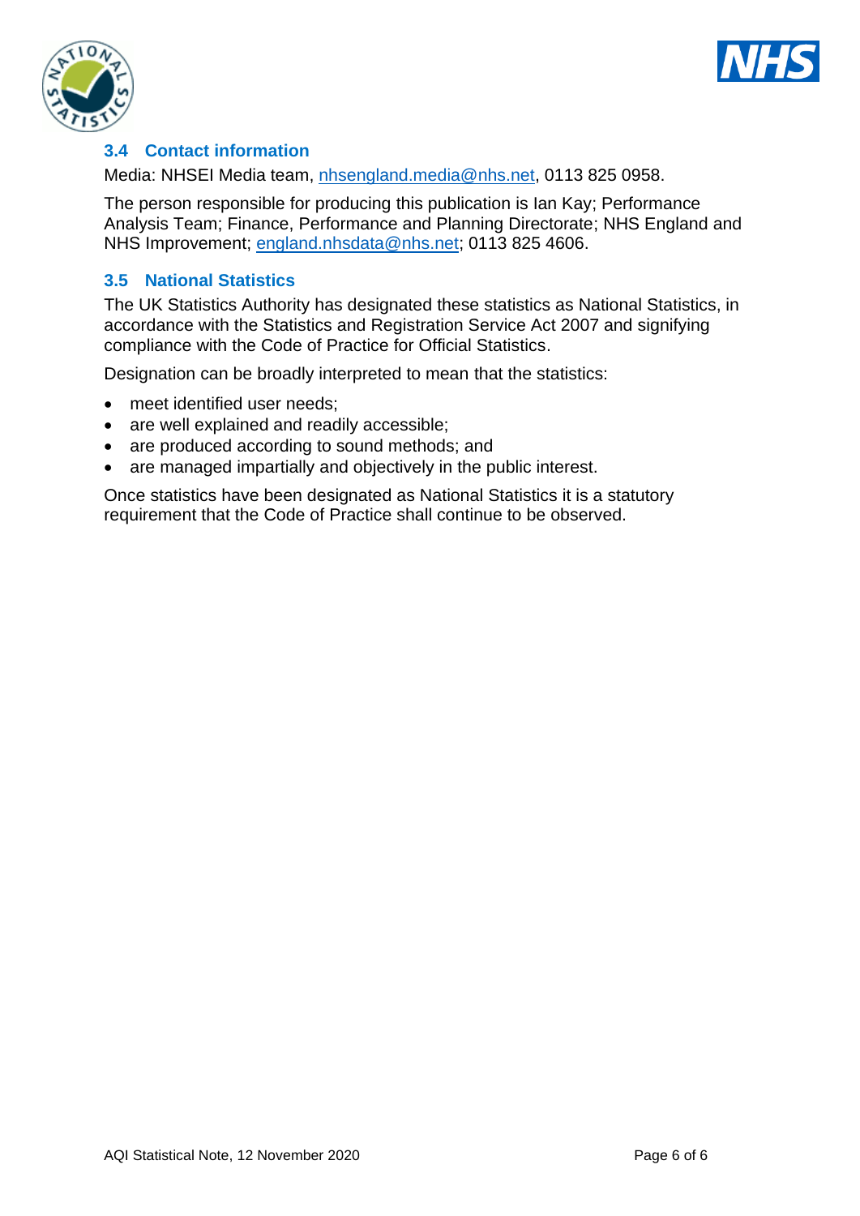### 3.4 Contact information

Media: NHSEI Media team, nhsengland.media@nhs.net, 0113 825 0958.

The person responsible for producing this publication is Ian Kay; Performance Analysis Team; Finance, Performance and Planning Directorate; NHS England and NHS Improvement; england.nhsdata@nhs.net; 0113 825 4606.

### 3.5 National Statistics

The UK Statistics Authority has designated these statistics as National Statistics, in accordance with the Statistics and Registration Service Act 2007 and signifying compliance with the Code of Practice for Official Statistics.

Designation can be broadly interpreted to mean that the statistics:

- meet identified user needs;
- are well explained and readily accessible;
- are produced according to sound methods; and
- are managed impartially and objectively in the public interest.

Once statistics have been designated as National Statistics it is a statutory requirement that the Code of Practice shall continue to be observed.